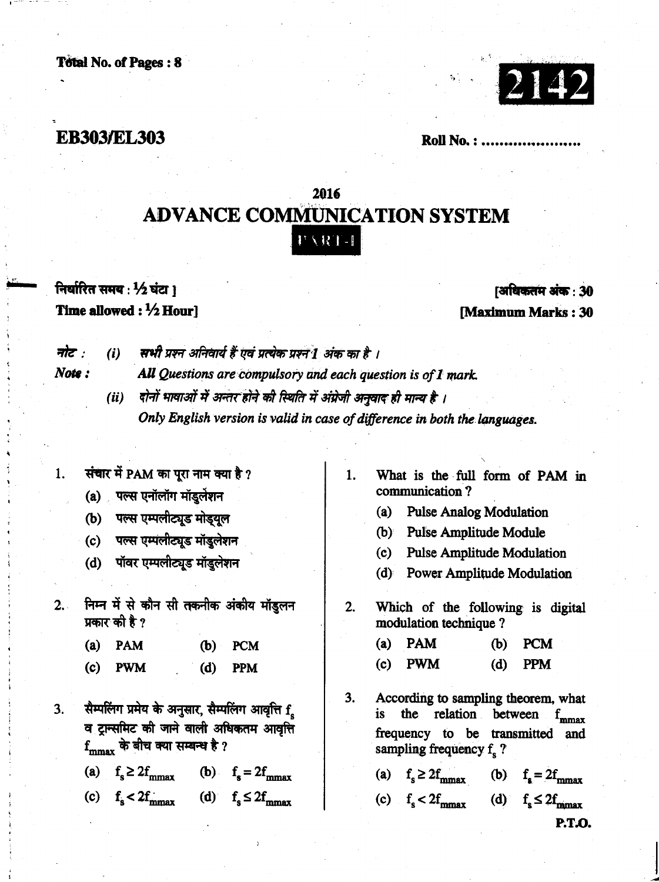Total No. of Pages : 8

**2142**

## EB303/EL303

Roll No. : ....................

# 2016

# ADVANCE COMMUNICATION SYSTEM

**PART-I**

निर्धारित समय : ½ घंटा ] [अधिकतम अंक : 30

**Time allowed : ½ Hour] [Maximum Marks : 30**

नोट : (i) *सभी प्रश्न अनिवार्य हैं एवं प्रत्येक प्रश्न 1 अंक का है ।*

**Note :** *All Questions are compulsory and each question is of 1 mark.*

(ii) *दोनों भाषाओं में अन्तर होने की स्थिति में अंग्रेजी अनुवाद ही मान्य है ।*

*Only English version is valid in case of difference in both the languages.*

1. संचार में PAM का पूरा नाम क्या है ?
   - (a) पल्स एनॉलॉग मॉडुलेशन
   - (b) पल्स एम्पलीट्यूड मोड्यूल
   - (c) पल्स एम्पलीट्यूड मॉडुलेशन
   - (d) पॉवर एम्पलीट्यूड मॉडुलेशन

2. निम्न में से कौन सी तकनीक अंकीय मॉडुलन प्रकार की है ?
   - (a) PAM
   - (b) PCM
   - (c) PWM
   - (d) PPM

3. सैम्पलिंग प्रमेय के अनुसार, सैम्पलिंग आवृत्ति $f_s$ व ट्रान्समिट की जाने वाली अधिकतम आवृत्ति $f_{mmax}$ के बीच क्या सम्बन्ध है ?
   - (a) $f_s \geq 2f_{mmax}$
   - (b) $f_s = 2f_{mmax}$
   - (c) $f_s < 2f_{mmax}$
   - (d) $f_s \leq 2f_{mmax}$

1. What is the full form of PAM in communication ?
   - (a) Pulse Analog Modulation
   - (b) Pulse Amplitude Module
   - (c) Pulse Amplitude Modulation
   - (d) Power Amplitude Modulation

2. Which of the following is digital modulation technique ?
   - (a) PAM
   - (b) PCM
   - (c) PWM
   - (d) PPM

3. According to sampling theorem, what is the relation between $f_{mmax}$ frequency to be transmitted and sampling frequency $f_s$ ?
   - (a) $f_s \geq 2f_{mmax}$
   - (b) $f_s = 2f_{mmax}$
   - (c) $f_s < 2f_{mmax}$
   - (d) $f_s \leq 2f_{mmax}$

P.T.O.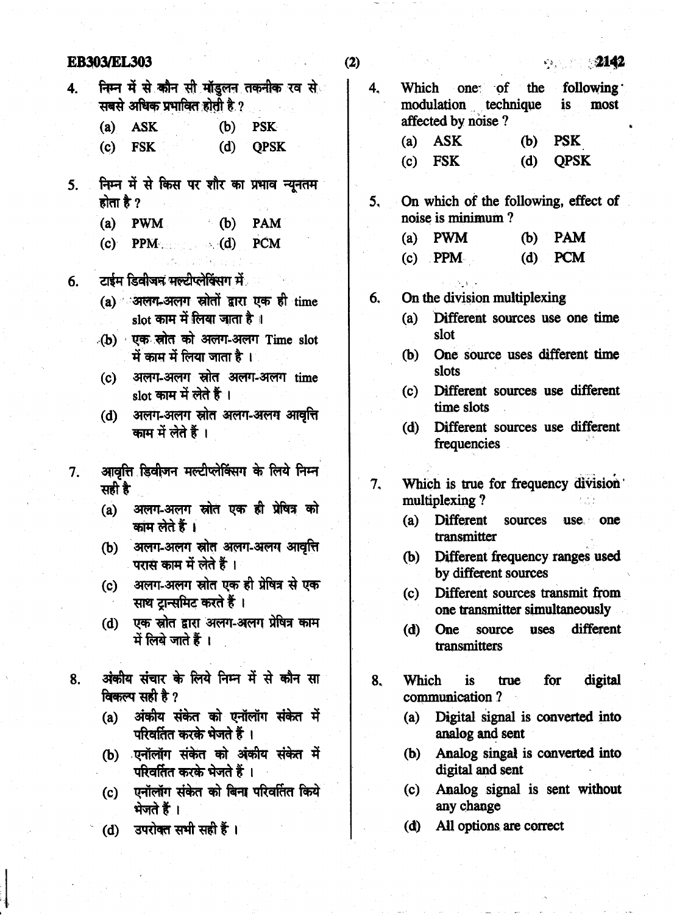4. निम्न में से कौन सी मॉडुलन तकनीक रव से सबसे अधिक प्रभावित होती है ?
   - (a) ASK
   - (b) PSK
   - (c) FSK
   - (d) QPSK

5. निम्न में से किस पर शौर का प्रभाव न्यूनतम होता है ?
   - (a) PWM
   - (b) PAM
   - (c) PPM
   - (d) PCM

6. टाईम डिवीजन मल्टीप्लेक्सिंग में
   - (a) अलग-अलग स्रोतों द्वारा एक ही time slot काम में लिया जाता है ।
   - (b) एक स्रोत को अलग-अलग Time slot में काम में लिया जाता है ।
   - (c) अलग-अलग स्रोत अलग-अलग time slot काम में लेते हैं ।
   - (d) अलग-अलग स्रोत अलग-अलग आवृत्ति काम में लेते हैं ।

7. आवृत्ति डिवीजन मल्टीप्लेक्सिंग के लिये निम्न सही है
   - (a) अलग-अलग स्रोत एक ही प्रेषित्र को काम लेते हैं ।
   - (b) अलग-अलग स्रोत अलग-अलग आवृत्ति परास काम में लेते हैं ।
   - (c) अलग-अलग स्रोत एक ही प्रेषित्र से एक साथ ट्रान्समिट करते हैं ।
   - (d) एक स्रोत द्वारा अलग-अलग प्रेषित्र काम में लिये जाते हैं ।

8. अंकीय संचार के लिये निम्न में से कौन सा विकल्प सही है ?
   - (a) अंकीय संकेत को एनॉलॉग संकेत में परिवर्तित करके भेजते हैं ।
   - (b) एनॉलॉग संकेत को अंकीय संकेत में परिवर्तित करके भेजते हैं ।
   - (c) एनॉलॉग संकेत को बिना परिवर्तित किये भेजते हैं ।
   - (d) उपरोक्त सभी सही हैं ।

4. Which one of the following modulation technique is most affected by noise ?
   - (a) ASK
   - (b) PSK
   - (c) FSK
   - (d) QPSK

5. On which of the following, effect of noise is minimum ?
   - (a) PWM
   - (b) PAM
   - (c) PPM
   - (d) PCM

6. On the division multiplexing
   - (a) Different sources use one time slot
   - (b) One source uses different time slots
   - (c) Different sources use different time slots
   - (d) Different sources use different frequencies

7. Which is true for frequency division multiplexing ?
   - (a) Different sources use one transmitter
   - (b) Different frequency ranges used by different sources
   - (c) Different sources transmit from one transmitter simultaneously
   - (d) One source uses different transmitters

8. Which is true for digital communication ?
   - (a) Digital signal is converted into analog and sent
   - (b) Analog singal is converted into digital and sent
   - (c) Analog signal is sent without any change
   - (d) All options are correct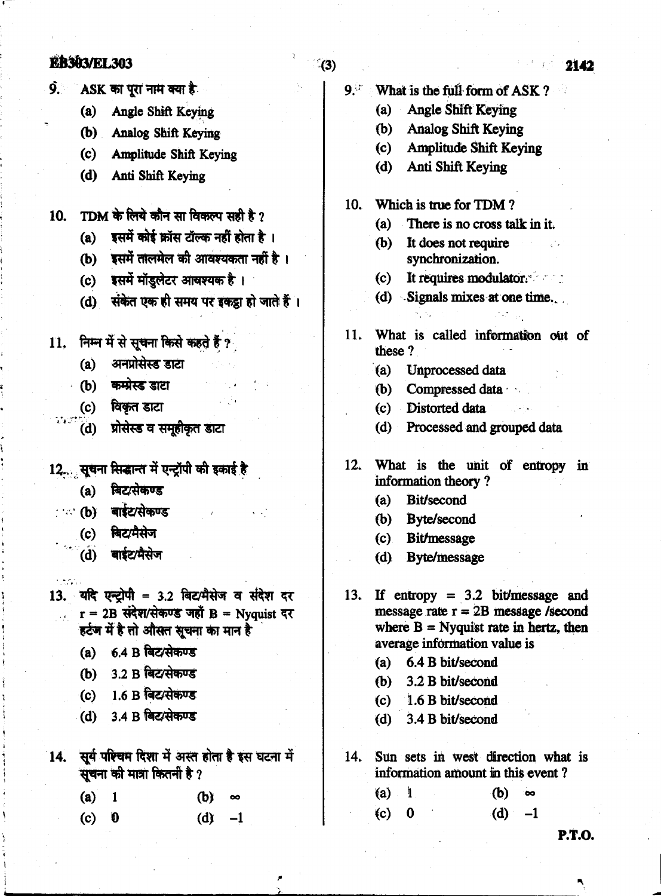9. ASK का पूरा नाम क्या है

   (a) Angle Shift Keying
   (b) Analog Shift Keying
   (c) Amplitude Shift Keying
   (d) Anti Shift Keying

10. TDM के लिये कौन सा विकल्प सही है ?

    (a) इसमें कोई क्रॉस टॉल्क नहीं होता है ।
    (b) इसमें तालमेल की आवश्यकता नहीं है ।
    (c) इसमें मॉडुलेटर आवश्यक है ।
    (d) संकेत एक ही समय पर इकट्ठा हो जाते हैं ।

11. निम्न में से सूचना किसे कहते हैं ?

    (a) अनप्रोसेस्ड डाटा
    (b) कम्प्रेस्ड डाटा
    (c) विकृत डाटा
    (d) प्रोसेस्ड व समूहीकृत डाटा

12. सूचना सिद्धान्त में एन्ट्रॉपी की इकाई है

    (a) बिट/सेकण्ड
    (b) बाईट/सेकण्ड
    (c) बिट/मैसेज
    (d) बाईट/मैसेज

13. यदि एन्ट्रोपी = 3.2 बिट/मैसेज व संदेश दर r = 2B संदेश/सेकण्ड जहाँ B = Nyquist दर हर्टज में है तो औसत सूचना का मान है

    (a) 6.4 B बिट/सेकण्ड
    (b) 3.2 B बिट/सेकण्ड
    (c) 1.6 B बिट/सेकण्ड
    (d) 3.4 B बिट/सेकण्ड

14. सूर्य पश्चिम दिशा में अस्त होता है इस घटना में सूचना की मात्रा कितनी है ?

    (a) 1
    (b) $\infty$
    (c) 0
    (d) $-1$

---

9. What is the full form of ASK ?

   (a) Angle Shift Keying
   (b) Analog Shift Keying
   (c) Amplitude Shift Keying
   (d) Anti Shift Keying

10. Which is true for TDM ?

    (a) There is no cross talk in it.
    (b) It does not require synchronization.
    (c) It requires modulator.
    (d) Signals mixes at one time.

11. What is called information out of these ?

    (a) Unprocessed data
    (b) Compressed data
    (c) Distorted data
    (d) Processed and grouped data

12. What is the unit of entropy in information theory ?

    (a) Bit/second
    (b) Byte/second
    (c) Bit/message
    (d) Byte/message

13. If entropy = 3.2 bit/message and message rate r = 2B message /second where B = Nyquist rate in hertz, then average information value is

    (a) 6.4 B bit/second
    (b) 3.2 B bit/second
    (c) 1.6 B bit/second
    (d) 3.4 B bit/second

14. Sun sets in west direction what is information amount in this event ?

    (a) 1
    (b) $\infty$
    (c) 0
    (d) $-1$

P.T.O.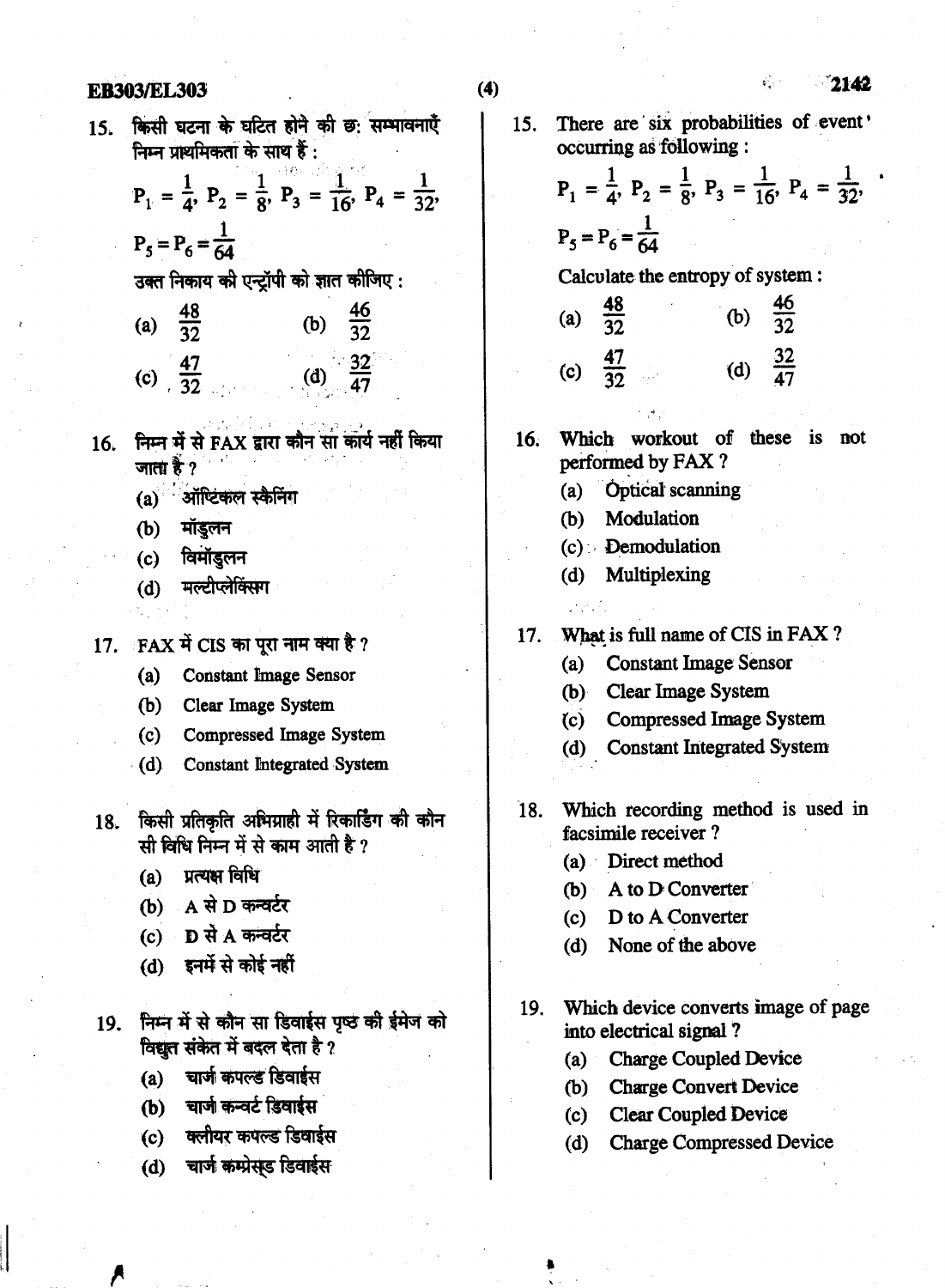15. किसी घटना के घटित होने की छः सम्भावनाएँ निम्न प्राथमिकता के साथ हैं :

$P_1 = \frac{1}{4}, P_2 = \frac{1}{8}, P_3 = \frac{1}{16}, P_4 = \frac{1}{32},$

$P_5 = P_6 = \frac{1}{64}$

उक्त निकाय की एन्ट्रॉपी को ज्ञात कीजिए :

(a) $\frac{48}{32}$ (b) $\frac{46}{32}$

(c) $\frac{47}{32}$ (d) $\frac{32}{47}$

16. निम्न में से FAX द्वारा कौन सा कार्य नहीं किया जाता है ?

(a) ऑप्टिकल स्कैनिंग

(b) मॉडुलन

(c) विमॉडुलन

(d) मल्टीप्लेक्सिंग

17. FAX में CIS का पूरा नाम क्या है ?

(a) Constant Image Sensor

(b) Clear Image System

(c) Compressed Image System

(d) Constant Integrated System

18. किसी प्रतिकृति अभिग्राही में रिकार्डिंग की कौन सी विधि निम्न में से काम आती है ?

(a) प्रत्यक्ष विधि

(b) A से D कन्वर्टर

(c) D से A कन्वर्टर

(d) इनमें से कोई नहीं

19. निम्न में से कौन सा डिवाईस पृष्ठ की ईमेज को विद्युत संकेत में बदल देता है ?

(a) चार्ज कपल्ड डिवाईस

(b) चार्ज कन्वर्ट डिवाईस

(c) क्लीयर कपल्ड डिवाईस

(d) चार्ज कम्प्रेस्ड डिवाईस

15. There are six probabilities of event occurring as following :

$P_1 = \frac{1}{4}, P_2 = \frac{1}{8}, P_3 = \frac{1}{16}, P_4 = \frac{1}{32},$

$P_5 = P_6 = \frac{1}{64}$

Calculate the entropy of system :

(a) $\frac{48}{32}$ (b) $\frac{46}{32}$

(c) $\frac{47}{32}$ (d) $\frac{32}{47}$

16. Which workout of these is not performed by FAX ?

(a) Optical scanning

(b) Modulation

(c) Demodulation

(d) Multiplexing

17. What is full name of CIS in FAX ?

(a) Constant Image Sensor

(b) Clear Image System

(c) Compressed Image System

(d) Constant Integrated System

18. Which recording method is used in facsimile receiver ?

(a) Direct method

(b) A to D Converter

(c) D to A Converter

(d) None of the above

19. Which device converts image of page into electrical signal ?

(a) Charge Coupled Device

(b) Charge Convert Device

(c) Clear Coupled Device

(d) Charge Compressed Device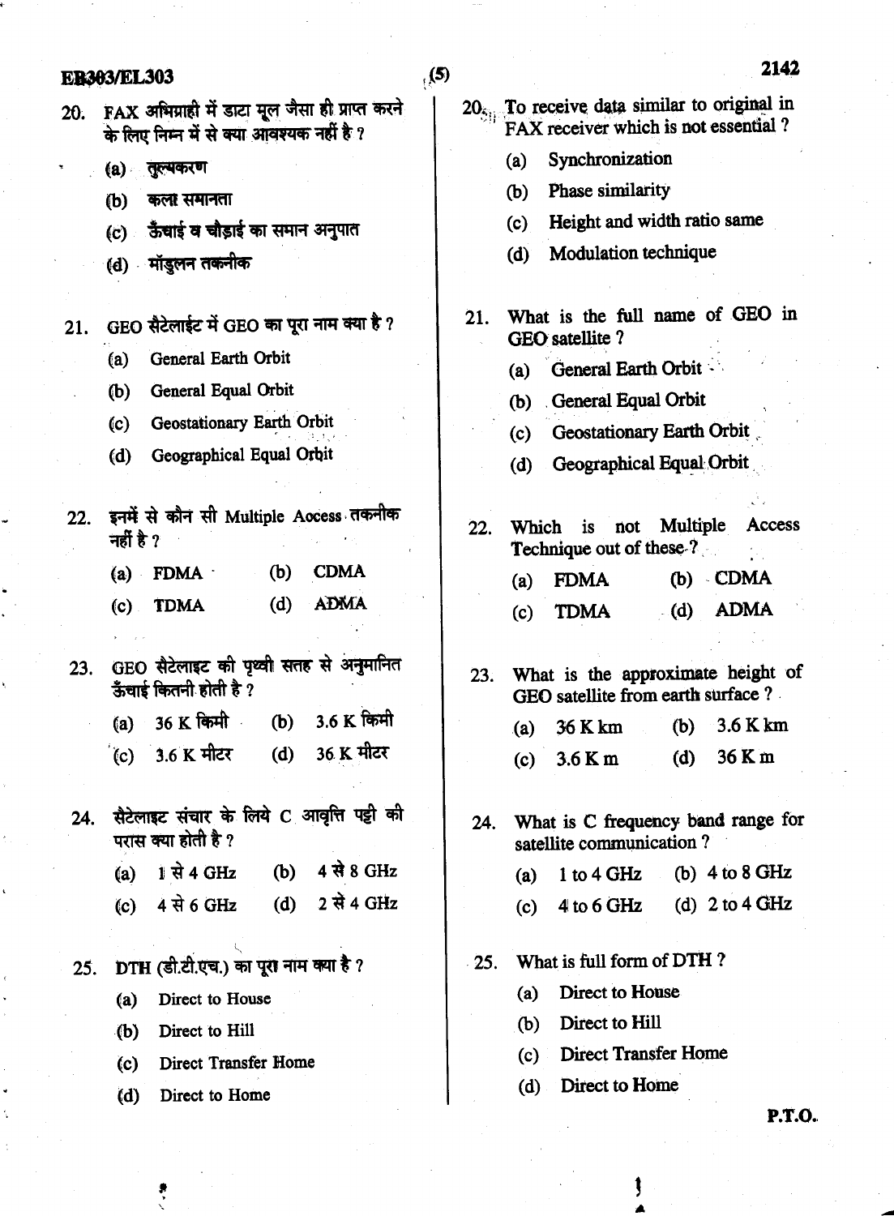20. FAX अभिग्राही में डाटा मूल जैसा ही प्राप्त करने के लिए निम्न में से क्या आवश्यक नहीं है ?

(a) तुल्यकरण

(b) कला समानता

(c) ऊँचाई व चौड़ाई का समान अनुपात

(d) मॉडुलन तकनीक

21. GEO सैटेलाईट में GEO का पूरा नाम क्या है ?

(a) General Earth Orbit

(b) General Equal Orbit

(c) Geostationary Earth Orbit

(d) Geographical Equal Orbit

22. इनमें से कौन सी Multiple Aocess तकनीक नहीं है ?

(a) FDMA (b) CDMA

(c) TDMA (d) ADMA

23. GEO सैटेलाइट की पृथ्वी सतह से अनुमानित ऊँचाई कितनी होती है ?

(a) 36 K किमी (b) 3.6 K किमी

(c) 3.6 K मीटर (d) 36 K मीटर

24. सैटेलाइट संचार के लिये C आवृत्ति पट्टी की परास क्या होती है ?

(a) 1 से 4 GHz (b) 4 से 8 GHz

(c) 4 से 6 GHz (d) 2 से 4 GHz

25. DTH (डी.टी.एच.) का पूरा नाम क्या है ?

(a) Direct to House

(b) Direct to Hill

(c) Direct Transfer Home

(d) Direct to Home

20. To receive data similar to original in FAX receiver which is not essential ?

(a) Synchronization

(b) Phase similarity

(c) Height and width ratio same

(d) Modulation technique

21. What is the full name of GEO in GEO satellite ?

(a) General Earth Orbit

(b) General Equal Orbit

(c) Geostationary Earth Orbit

(d) Geographical Equal Orbit

22. Which is not Multiple Access Technique out of these ?

(a) FDMA (b) CDMA

(c) TDMA (d) ADMA

23. What is the approximate height of GEO satellite from earth surface ?

(a) 36 K km (b) 3.6 K km

(c) 3.6 K m (d) 36 K m

24. What is C frequency band range for satellite communication ?

(a) 1 to 4 GHz (b) 4 to 8 GHz

(c) 4 to 6 GHz (d) 2 to 4 GHz

25. What is full form of DTH ?

(a) Direct to House

(b) Direct to Hill

(c) Direct Transfer Home

(d) Direct to Home

P.T.O.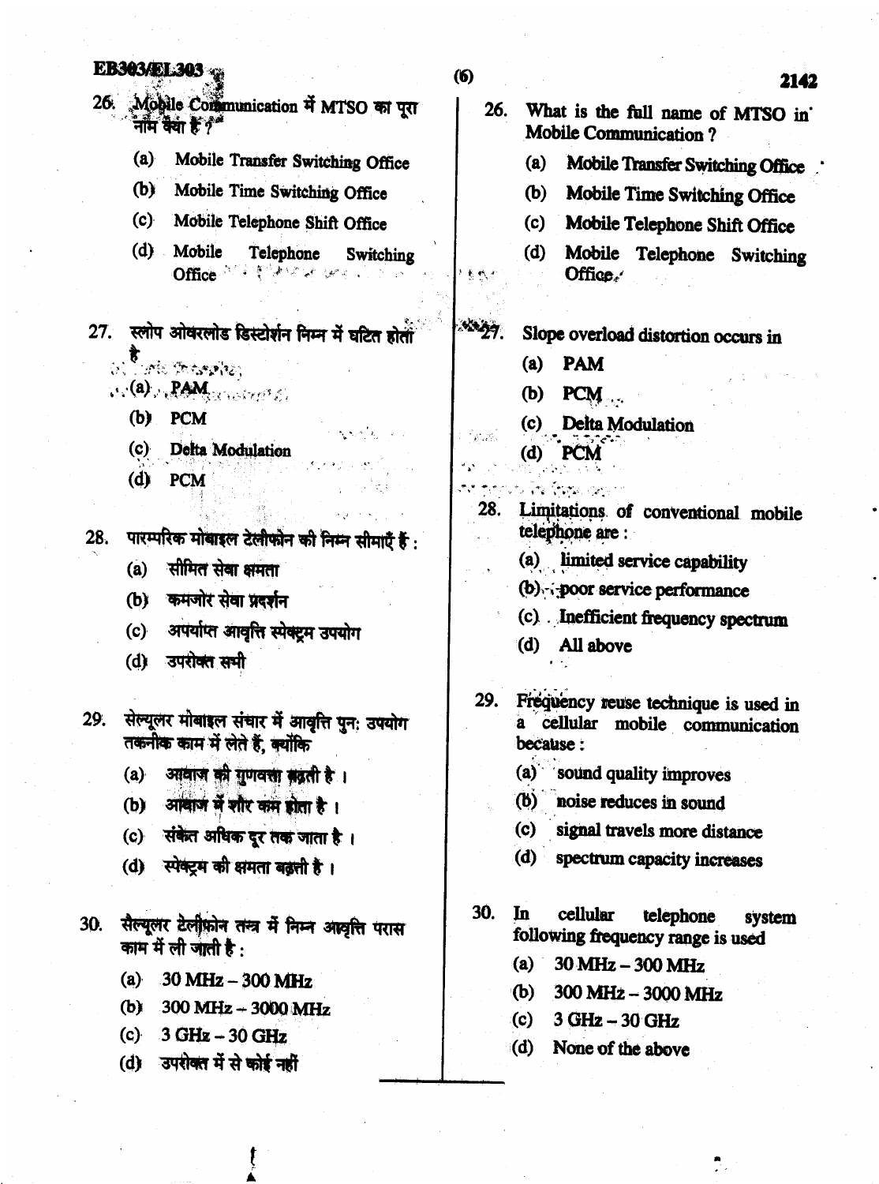26. Mobile Communication में MTSO का पूरा नाम क्या है ?

   (a) Mobile Transfer Switching Office
   (b) Mobile Time Switching Office
   (c) Mobile Telephone Shift Office
   (d) Mobile Telephone Switching Office

27. स्लोप ओवरलोड डिस्टोर्शन निम्न में घटित होता है

   (a) PAM
   (b) PCM
   (c) Delta Modulation
   (d) PCM

28. पारम्परिक मोबाइल टेलीफोन की निम्न सीमाएँ हैं :

   (a) सीमित सेवा क्षमता
   (b) कमजोर सेवा प्रदर्शन
   (c) अपर्याप्त आवृत्ति स्पेक्ट्रम उपयोग
   (d) उपरोक्त सभी

29. सेल्यूलर मोबाइल संचार में आवृत्ति पुनः उपयोग तकनीक काम में लेते हैं, क्योंकि

   (a) आवाज की गुणवत्ता बढ़ती है ।
   (b) आवाज में शोर कम होता है ।
   (c) संकेत अधिक दूर तक जाता है ।
   (d) स्पेक्ट्रम की क्षमता बढ़ती है ।

30. सेल्यूलर टेलीफोन तन्त्र में निम्न आवृत्ति परास काम में ली जाती है :

   (a) 30 MHz – 300 MHz
   (b) 300 MHz – 3000 MHz
   (c) 3 GHz – 30 GHz
   (d) उपरोक्त में से कोई नहीं

26. What is the full name of MTSO in Mobile Communication ?

   (a) Mobile Transfer Switching Office
   (b) Mobile Time Switching Office
   (c) Mobile Telephone Shift Office
   (d) Mobile Telephone Switching Office

27. Slope overload distortion occurs in

   (a) PAM
   (b) PCM
   (c) Delta Modulation
   (d) PCM

28. Limitations of conventional mobile telephone are :

   (a) limited service capability
   (b) poor service performance
   (c) Inefficient frequency spectrum
   (d) All above

29. Frequency reuse technique is used in a cellular mobile communication because :

   (a) sound quality improves
   (b) noise reduces in sound
   (c) signal travels more distance
   (d) spectrum capacity increases

30. In cellular telephone system following frequency range is used

   (a) 30 MHz – 300 MHz
   (b) 300 MHz – 3000 MHz
   (c) 3 GHz – 30 GHz
   (d) None of the above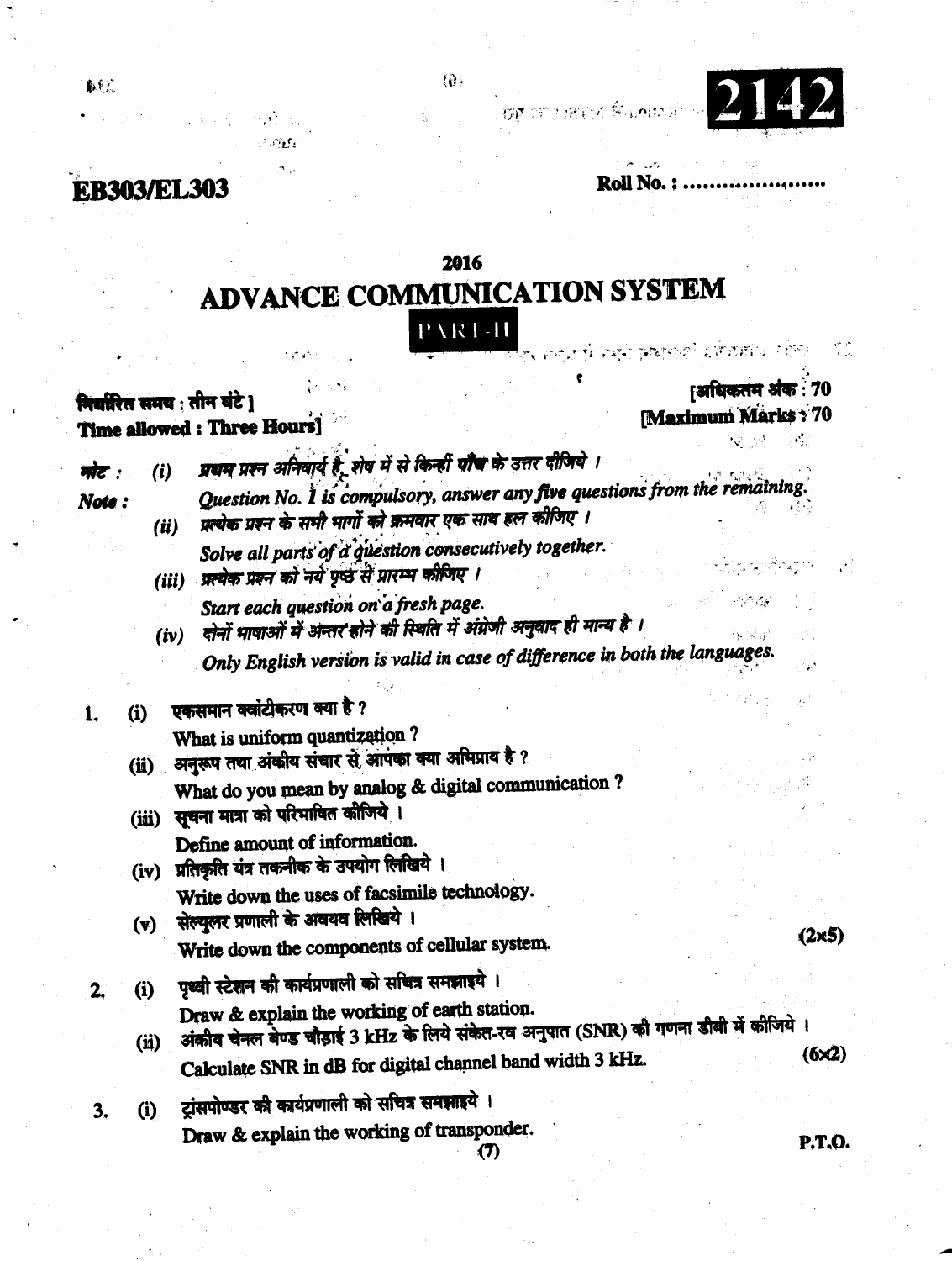**2142**

# EB303/EL303

**Roll No. : ....................**

## 2016

# ADVANCE COMMUNICATION SYSTEM

**PART-II**

निर्धारित समय : तीन घंटे]
**Time allowed : Three Hours]**

[अधिकतम अंक : 70
**[Maximum Marks : 70**

नोट : (i) प्रथम प्रश्न अनिवार्य है, शेष में से किन्हीं पाँच के उत्तर दीजिये ।

**Note :** *Question No. 1 is compulsory, answer any five questions from the remaining.*

(ii) प्रत्येक प्रश्न के सभी भागों को क्रमवार एक साथ हल कीजिए ।

*Solve all parts of a question consecutively together.*

(iii) प्रत्येक प्रश्न को नये पृष्ठ से प्रारम्भ कीजिए ।

*Start each question on a fresh page.*

(iv) दोनों भाषाओं में अन्तर होने की स्थिति में अंग्रेजी अनुवाद ही मान्य है ।

*Only English version is valid in case of difference in both the languages.*

1. (i) एकसमान क्वांटीकरण क्या है ?
   What is uniform quantization ?

   (ii) अनुरूप तथा अंकीय संचार से आपका क्या अभिप्राय है ?
   What do you mean by analog & digital communication ?

   (iii) सूचना मात्रा को परिभाषित कीजिये ।
   Define amount of information.

   (iv) प्रतिकृति यंत्र तकनीक के उपयोग लिखिये ।
   Write down the uses of facsimile technology.

   (v) सेल्युलर प्रणाली के अवयव लिखिये ।
   Write down the components of cellular system. (2×5)

2. (i) पृथ्वी स्टेशन की कार्यप्रणाली को सचित्र समझाइये ।
   Draw & explain the working of earth station.

   (ii) अंकीय चेनल बेण्ड चौड़ाई 3 kHz के लिये संकेत-रव अनुपात (SNR) की गणना डीबी में कीजिये ।
   Calculate SNR in dB for digital channel band width 3 kHz. (6×2)

3. (i) ट्रांसपोण्डर की कार्यप्रणाली को सचित्र समझाइये ।
   Draw & explain the working of transponder.

P.T.O.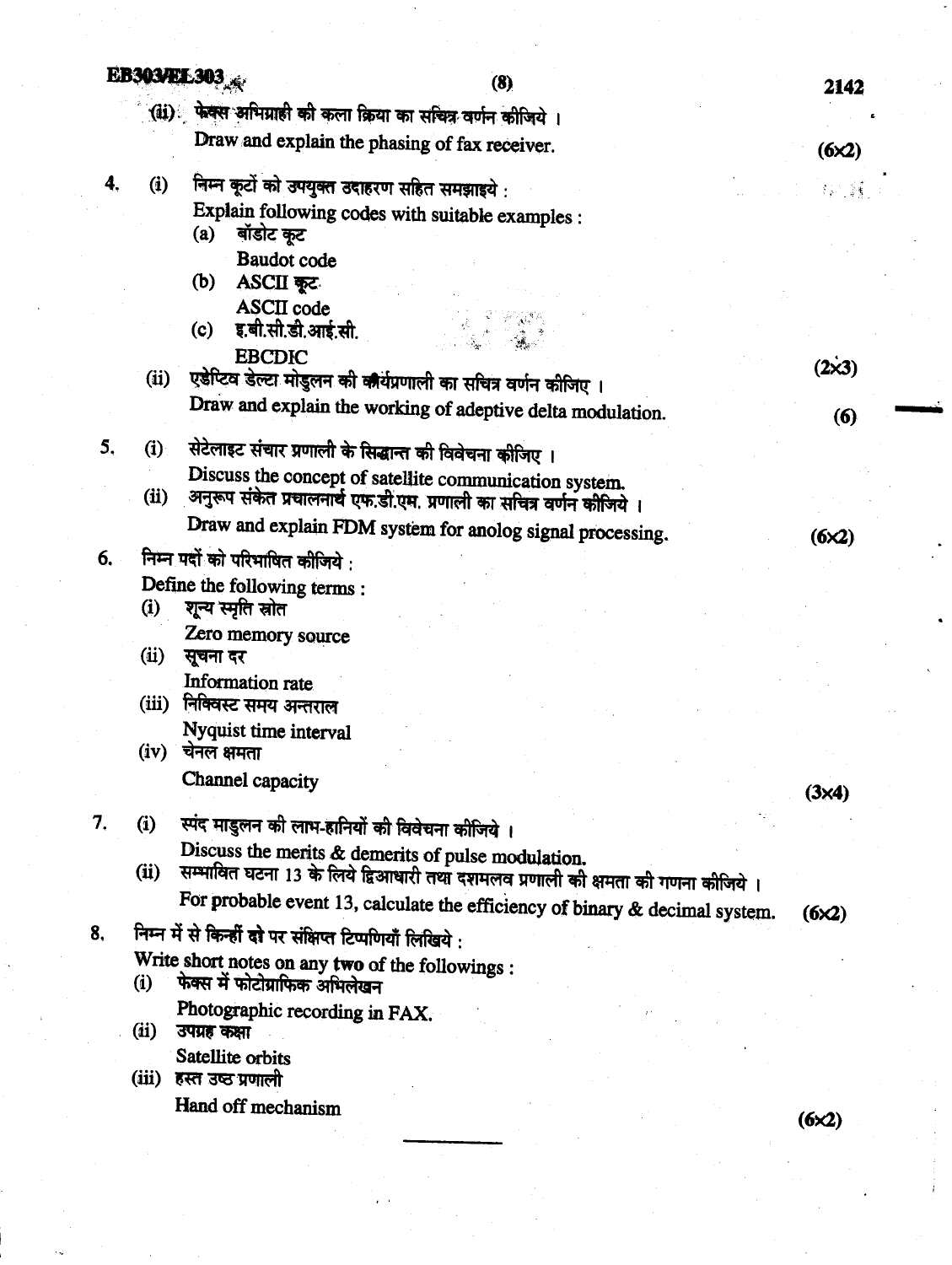(ii) फेक्स अभिग्राही की कला क्रिया का सचित्र वर्णन कीजिये ।

Draw and explain the phasing of fax receiver. (6×2)

4. (i) निम्न कूटों को उपयुक्त उदाहरण सहित समझाइये :

Explain following codes with suitable examples :

(a) बॉडोट कूट

Baudot code

(b) ASCII कूट

ASCII code

(c) इ.बी.सी.डी.आई.सी.

EBCDIC (2×3)

(ii) एडेप्टिव डेल्टा मोडुलन की कार्यप्रणाली का सचित्र वर्णन कीजिए ।

Draw and explain the working of adeptive delta modulation. (6)

5. (i) सेटेलाइट संचार प्रणाली के सिद्धान्त की विवेचना कीजिए ।

Discuss the concept of satellite communication system.

(ii) अनुरूप संकेत प्रचालनार्थ एफ.डी.एम. प्रणाली का सचित्र वर्णन कीजिये ।

Draw and explain FDM system for anolog signal processing. (6×2)

6. निम्न पदों को परिभाषित कीजिये :

Define the following terms :

(i) शून्य स्मृति स्रोत

Zero memory source

(ii) सूचना दर

Information rate

(iii) निक्विस्ट समय अन्तराल

Nyquist time interval

(iv) चेनल क्षमता

Channel capacity (3×4)

7. (i) स्पंद माडुलन की लाभ-हानियों की विवेचना कीजिये ।

Discuss the merits & demerits of pulse modulation.

(ii) सम्भावित घटना 13 के लिये द्विआधारी तथा दशमलव प्रणाली की क्षमता की गणना कीजिये ।

For probable event 13, calculate the efficiency of binary & decimal system. (6×2)

8. निम्न में से किन्हीं दो पर संक्षिप्त टिप्पणियाँ लिखिये :

Write short notes on any **two** of the followings :

(i) फेक्स में फोटोग्राफिक अभिलेखन

Photographic recording in FAX.

(ii) उपग्रह कक्षा

Satellite orbits

(iii) हस्त उच्छ प्रणाली

Hand off mechanism (6×2)